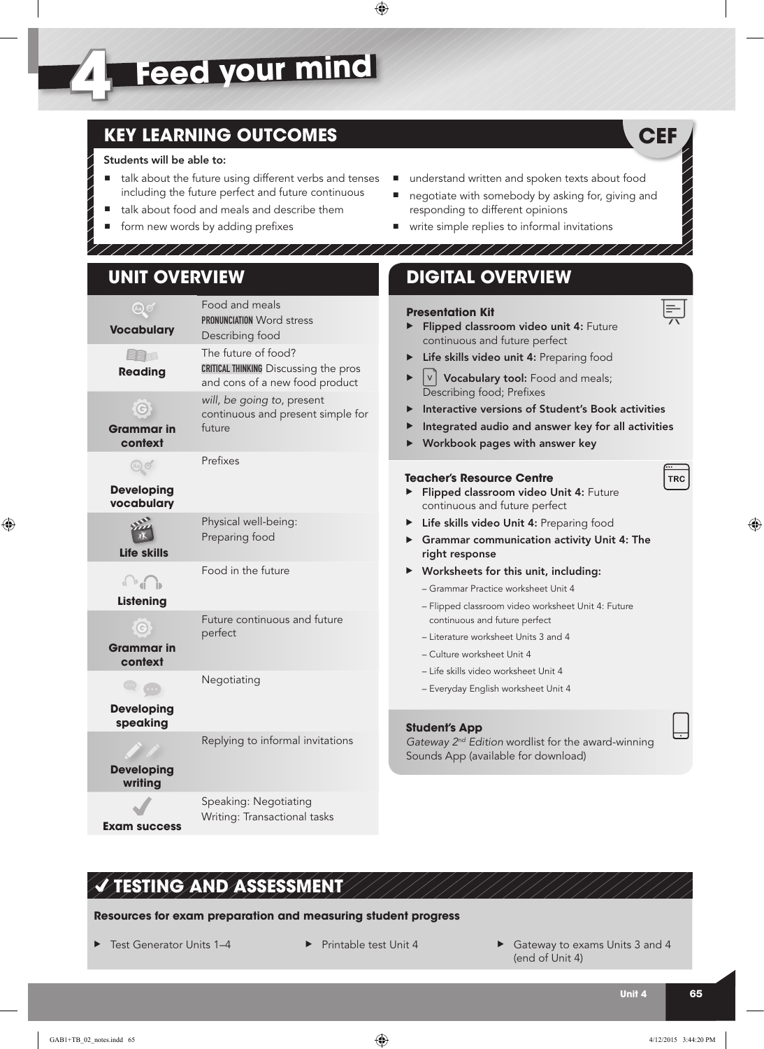# 4 Feed your mind

## KEY LEARNING OUTCOMES

**CEF**

**Students will be able to:**

- talk about the future using different verbs and tenses including the future perfect and future continuous
- talk about food and meals and describe them
- form new words by adding prefixes
- understand written and spoken texts about food
- negotiate with somebody by asking for, giving and responding to different opinions
- write simple replies to informal invitations

## UNIT OVERVIEW

| | |
|---|---|
| **Vocabulary** | Food and meals<br>PRONUNCIATION Word stress<br>Describing food |
| **Reading** | The future of food?<br>CRITICAL THINKING Discussing the pros and cons of a new food product |
| **Grammar in context** | *will*, *be going to*, present continuous and present simple for future |
| **Developing vocabulary** | Prefixes |
| **Life skills** | Physical well-being: Preparing food |
| **Listening** | Food in the future |
| **Grammar in context** | Future continuous and future perfect |
| **Developing speaking** | Negotiating |
| **Developing writing** | Replying to informal invitations |
| **Exam success** | Speaking: Negotiating<br>Writing: Transactional tasks |

## DIGITAL OVERVIEW

### Presentation Kit

- **Flipped classroom video unit 4:** Future continuous and future perfect
- **Life skills video unit 4:** Preparing food
- **Vocabulary tool:** Food and meals; Describing food; Prefixes
- **Interactive versions of Student's Book activities**
- **Integrated audio and answer key for all activities**
- **Workbook pages with answer key**

### Teacher's Resource Centre

- **Flipped classroom video Unit 4:** Future continuous and future perfect
- **Life skills video Unit 4:** Preparing food
- **Grammar communication activity Unit 4: The right response**
- **Worksheets for this unit, including:**
  - Grammar Practice worksheet Unit 4
  - Flipped classroom video worksheet Unit 4: Future continuous and future perfect
  - Literature worksheet Units 3 and 4
  - Culture worksheet Unit 4
  - Life skills video worksheet Unit 4
  - Everyday English worksheet Unit 4

### Student's App

*Gateway 2nd Edition* wordlist for the award-winning Sounds App (available for download)

## ✔ TESTING AND ASSESSMENT

**Resources for exam preparation and measuring student progress**

- Test Generator Units 1–4
- Printable test Unit 4
- Gateway to exams Units 3 and 4 (end of Unit 4)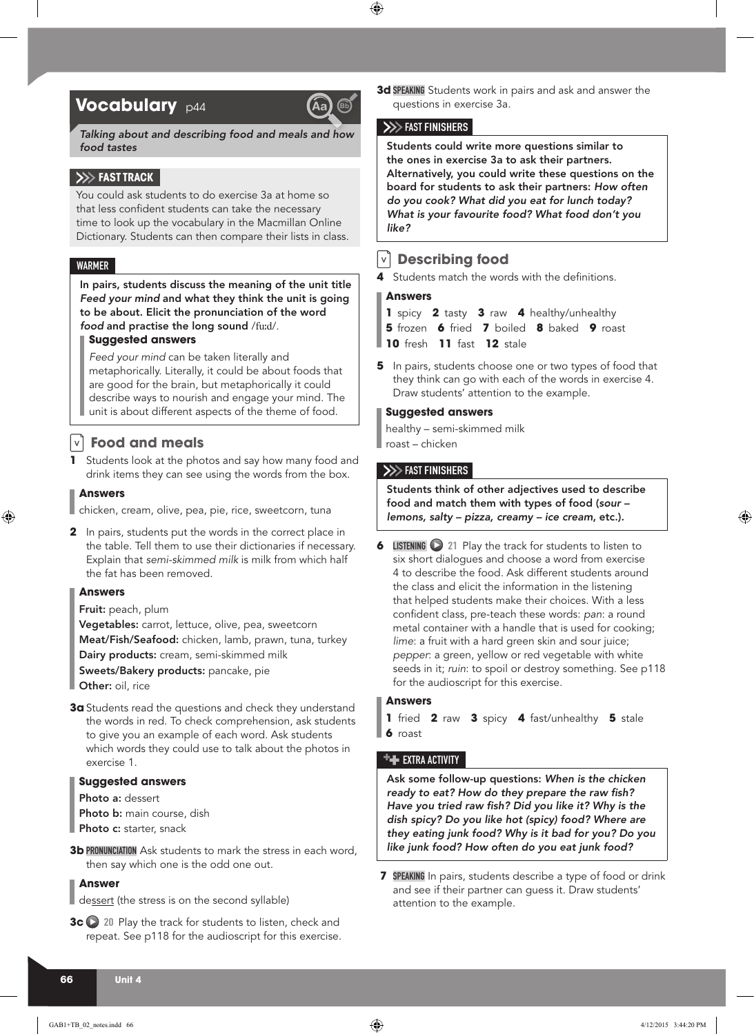## Vocabulary p44

*Talking about and describing food and meals and how food tastes*

**FAST TRACK**

You could ask students to do exercise 3a at home so that less confident students can take the necessary time to look up the vocabulary in the Macmillan Online Dictionary. Students can then compare their lists in class.

**WARMER**

**In pairs, students discuss the meaning of the unit title *Feed your mind* and what they think the unit is going to be about. Elicit the pronunciation of the word *food* and practise the long sound /fuːd/.**

**Suggested answers**

*Feed your mind* can be taken literally and metaphorically. Literally, it could be about foods that are good for the brain, but metaphorically it could describe ways to nourish and engage your mind. The unit is about different aspects of the theme of food.

### Food and meals

**1** Students look at the photos and say how many food and drink items they can see using the words from the box.

**Answers**

chicken, cream, olive, pea, pie, rice, sweetcorn, tuna

**2** In pairs, students put the words in the correct place in the table. Tell them to use their dictionaries if necessary. Explain that *semi-skimmed milk* is milk from which half the fat has been removed.

**Answers**

**Fruit:** peach, plum
**Vegetables:** carrot, lettuce, olive, pea, sweetcorn
**Meat/Fish/Seafood:** chicken, lamb, prawn, tuna, turkey
**Dairy products:** cream, semi-skimmed milk
**Sweets/Bakery products:** pancake, pie
**Other:** oil, rice

**3a** Students read the questions and check they understand the words in red. To check comprehension, ask students to give you an example of each word. Ask students which words they could use to talk about the photos in exercise 1.

**Suggested answers**

**Photo a:** dessert
**Photo b:** main course, dish
**Photo c:** starter, snack

**3b** PRONUNCIATION Ask students to mark the stress in each word, then say which one is the odd one out.

**Answer**

de<u>ssert</u> (the stress is on the second syllable)

**3c** 20 Play the track for students to listen, check and repeat. See p118 for the audioscript for this exercise.

**3d** SPEAKING Students work in pairs and ask and answer the questions in exercise 3a.

**FAST FINISHERS**

**Students could write more questions similar to the ones in exercise 3a to ask their partners. Alternatively, you could write these questions on the board for students to ask their partners: *How often do you cook? What did you eat for lunch today? What is your favourite food? What food don't you like?***

### Describing food

**4** Students match the words with the definitions.

**Answers**

**1** spicy **2** tasty **3** raw **4** healthy/unhealthy
**5** frozen **6** fried **7** boiled **8** baked **9** roast
**10** fresh **11** fast **12** stale

**5** In pairs, students choose one or two types of food that they think can go with each of the words in exercise 4. Draw students' attention to the example.

**Suggested answers**

healthy – semi-skimmed milk
roast – chicken

**FAST FINISHERS**

**Students think of other adjectives used to describe food and match them with types of food (*sour – lemons, salty – pizza, creamy – ice cream*, etc.).**

**6** LISTENING 21 Play the track for students to listen to six short dialogues and choose a word from exercise 4 to describe the food. Ask different students around the class and elicit the information in the listening that helped students make their choices. With a less confident class, pre-teach these words: *pan*: a round metal container with a handle that is used for cooking; *lime*: a fruit with a hard green skin and sour juice; *pepper*: a green, yellow or red vegetable with white seeds in it; *ruin*: to spoil or destroy something. See p118 for the audioscript for this exercise.

**Answers**

**1** fried **2** raw **3** spicy **4** fast/unhealthy **5** stale
**6** roast

**EXTRA ACTIVITY**

**Ask some follow-up questions: *When is the chicken ready to eat? How do they prepare the raw fish? Have you tried raw fish? Did you like it? Why is the dish spicy? Do you like hot (spicy) food? Where are they eating junk food? Why is it bad for you? Do you like junk food? How often do you eat junk food?***

**7** SPEAKING In pairs, students describe a type of food or drink and see if their partner can guess it. Draw students' attention to the example.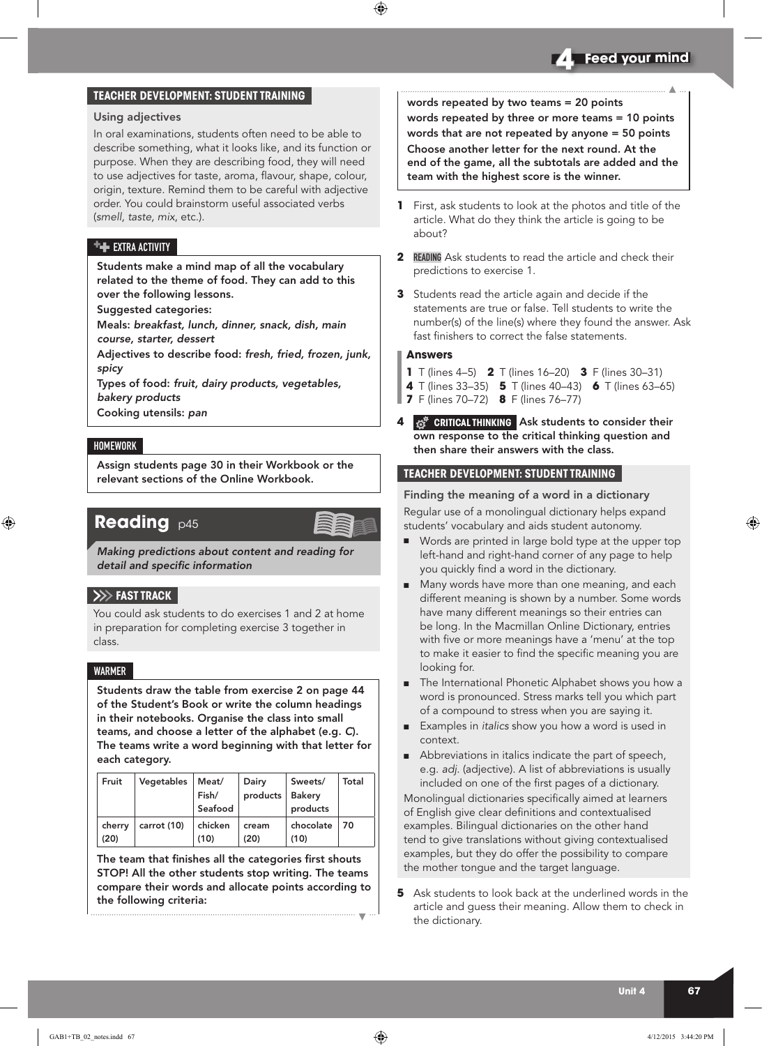### TEACHER DEVELOPMENT: STUDENT TRAINING

**Using adjectives**

In oral examinations, students often need to be able to describe something, what it looks like, and its function or purpose. When they are describing food, they will need to use adjectives for taste, aroma, flavour, shape, colour, origin, texture. Remind them to be careful with adjective order. You could brainstorm useful associated verbs (*smell, taste, mix*, etc.).

### EXTRA ACTIVITY

**Students make a mind map of all the vocabulary related to the theme of food. They can add to this over the following lessons.**

**Suggested categories:**

**Meals:** ***breakfast, lunch, dinner, snack, dish, main course, starter, dessert***

**Adjectives to describe food:** ***fresh, fried, frozen, junk, spicy***

**Types of food:** ***fruit, dairy products, vegetables, bakery products***

**Cooking utensils:** ***pan***

### HOMEWORK

**Assign students page 30 in their Workbook or the relevant sections of the Online Workbook.**

## Reading p45

***Making predictions about content and reading for detail and specific information***

### FAST TRACK

You could ask students to do exercises 1 and 2 at home in preparation for completing exercise 3 together in class.

### WARMER

**Students draw the table from exercise 2 on page 44 of the Student's Book or write the column headings in their notebooks. Organise the class into small teams, and choose a letter of the alphabet (e.g. *C*). The teams write a word beginning with that letter for each category.**

| Fruit | Vegetables | Meat/ Fish/ Seafood | Dairy products | Sweets/ Bakery products | Total |
|---|---|---|---|---|---|
| cherry (20) | carrot (10) | chicken (10) | cream (20) | chocolate (10) | 70 |

**The team that finishes all the categories first shouts STOP! All the other students stop writing. The teams compare their words and allocate points according to the following criteria:**

**words repeated by two teams = 20 points**
**words repeated by three or more teams = 10 points**
**words that are not repeated by anyone = 50 points**
**Choose another letter for the next round. At the end of the game, all the subtotals are added and the team with the highest score is the winner.**

**1** First, ask students to look at the photos and title of the article. What do they think the article is going to be about?

**2** READING Ask students to read the article and check their predictions to exercise 1.

**3** Students read the article again and decide if the statements are true or false. Tell students to write the number(s) of the line(s) where they found the answer. Ask fast finishers to correct the false statements.

**Answers**

**1** T (lines 4–5) **2** T (lines 16–20) **3** F (lines 30–31)
**4** T (lines 33–35) **5** T (lines 40–43) **6** T (lines 63–65)
**7** F (lines 70–72) **8** F (lines 76–77)

**4** **CRITICAL THINKING Ask students to consider their own response to the critical thinking question and then share their answers with the class.**

### TEACHER DEVELOPMENT: STUDENT TRAINING

**Finding the meaning of a word in a dictionary**

Regular use of a monolingual dictionary helps expand students' vocabulary and aids student autonomy.

- Words are printed in large bold type at the upper top left-hand and right-hand corner of any page to help you quickly find a word in the dictionary.
- Many words have more than one meaning, and each different meaning is shown by a number. Some words have many different meanings so their entries can be long. In the Macmillan Online Dictionary, entries with five or more meanings have a 'menu' at the top to make it easier to find the specific meaning you are looking for.
- The International Phonetic Alphabet shows you how a word is pronounced. Stress marks tell you which part of a compound to stress when you are saying it.
- Examples in *italics* show you how a word is used in context.
- Abbreviations in italics indicate the part of speech, e.g. *adj.* (adjective). A list of abbreviations is usually included on one of the first pages of a dictionary.

Monolingual dictionaries specifically aimed at learners of English give clear definitions and contextualised examples. Bilingual dictionaries on the other hand tend to give translations without giving contextualised examples, but they do offer the possibility to compare the mother tongue and the target language.

**5** Ask students to look back at the underlined words in the article and guess their meaning. Allow them to check in the dictionary.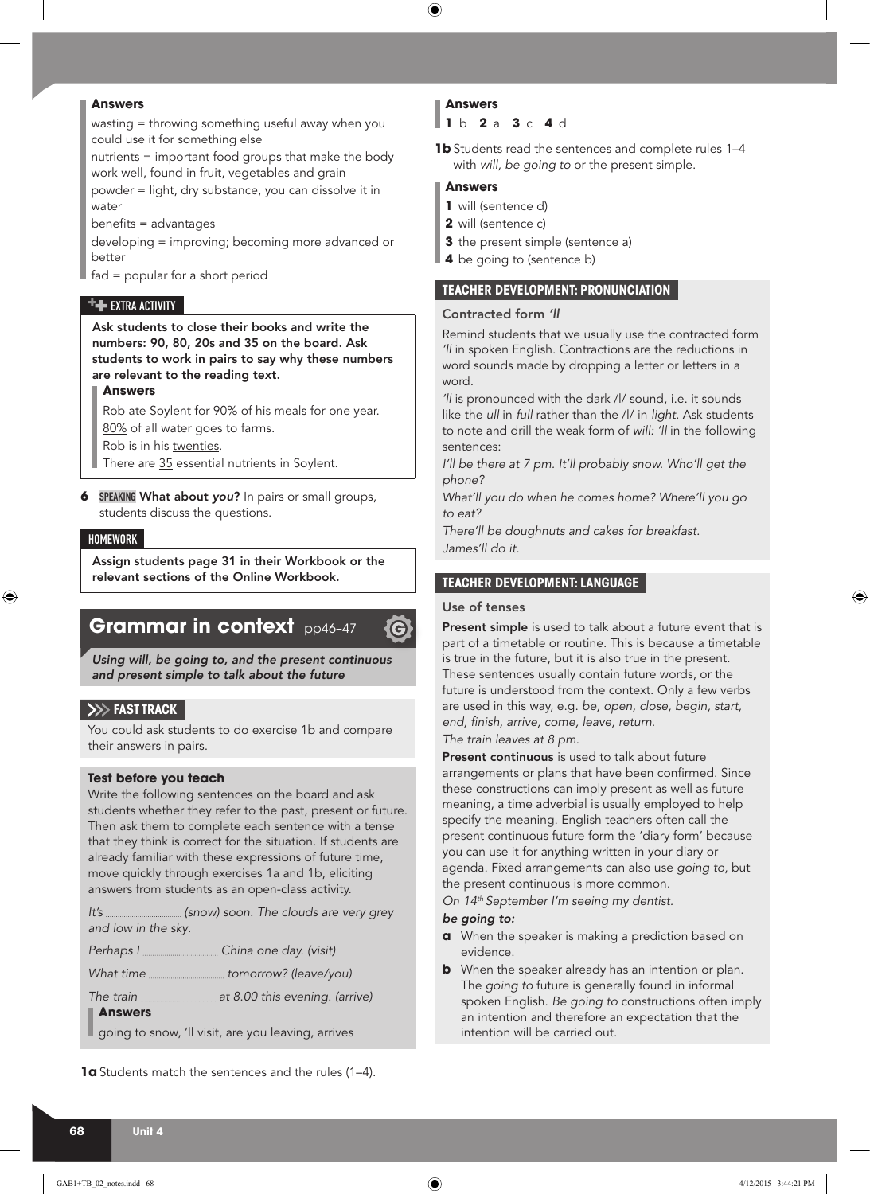**Answers**

wasting = throwing something useful away when you could use it for something else

nutrients = important food groups that make the body work well, found in fruit, vegetables and grain

powder = light, dry substance, you can dissolve it in water

benefits = advantages

developing = improving; becoming more advanced or better

fad = popular for a short period

**EXTRA ACTIVITY**

**Ask students to close their books and write the numbers: 90, 80, 20s and 35 on the board. Ask students to work in pairs to say why these numbers are relevant to the reading text.**

**Answers**

Rob ate Soylent for 90% of his meals for one year.

80% of all water goes to farms.

Rob is in his twenties.

There are 35 essential nutrients in Soylent.

**6** SPEAKING **What about *you*?** In pairs or small groups, students discuss the questions.

**HOMEWORK**

**Assign students page 31 in their Workbook or the relevant sections of the Online Workbook.**

## Grammar in context pp46–47

***Using will, be going to, and the present continuous and present simple to talk about the future***

**FAST TRACK**

You could ask students to do exercise 1b and compare their answers in pairs.

**Test before you teach**

Write the following sentences on the board and ask students whether they refer to the past, present or future. Then ask them to complete each sentence with a tense that they think is correct for the situation. If students are already familiar with these expressions of future time, move quickly through exercises 1a and 1b, eliciting answers from students as an open-class activity.

*It's ............ (snow) soon. The clouds are very grey and low in the sky.*

*Perhaps I ............ China one day. (visit)*

*What time ............ tomorrow? (leave/you)*

*The train ............ at 8.00 this evening. (arrive)*

**Answers**

going to snow, 'll visit, are you leaving, arrives

**1a** Students match the sentences and the rules (1–4).

**Answers**

**1** b **2** a **3** c **4** d

**1b** Students read the sentences and complete rules 1–4 with *will, be going to* or the present simple.

**Answers**

**1** will (sentence d)
**2** will (sentence c)
**3** the present simple (sentence a)
**4** be going to (sentence b)

**TEACHER DEVELOPMENT: PRONUNCIATION**

Contracted form *'ll*

Remind students that we usually use the contracted form *'ll* in spoken English. Contractions are the reductions in word sounds made by dropping a letter or letters in a word.

*'ll* is pronounced with the dark /l/ sound, i.e. it sounds like the *ull* in *full* rather than the /l/ in *light*. Ask students to note and drill the weak form of *will: 'll* in the following sentences:

*I'll be there at 7 pm. It'll probably snow. Who'll get the phone?*

*What'll you do when he comes home? Where'll you go to eat?*

*There'll be doughnuts and cakes for breakfast.*

*James'll do it.*

**TEACHER DEVELOPMENT: LANGUAGE**

Use of tenses

**Present simple** is used to talk about a future event that is part of a timetable or routine. This is because a timetable is true in the future, but it is also true in the present. These sentences usually contain future words, or the future is understood from the context. Only a few verbs are used in this way, e.g. *be, open, close, begin, start, end, finish, arrive, come, leave, return.*

*The train leaves at 8 pm.*

**Present continuous** is used to talk about future arrangements or plans that have been confirmed. Since these constructions can imply present as well as future meaning, a time adverbial is usually employed to help specify the meaning. English teachers often call the present continuous future form the 'diary form' because you can use it for anything written in your diary or agenda. Fixed arrangements can also use *going to*, but the present continuous is more common.

*On 14th September I'm seeing my dentist.*

***be going to:***

**a** When the speaker is making a prediction based on evidence.

**b** When the speaker already has an intention or plan. The *going to* future is generally found in informal spoken English. *Be going to* constructions often imply an intention and therefore an expectation that the intention will be carried out.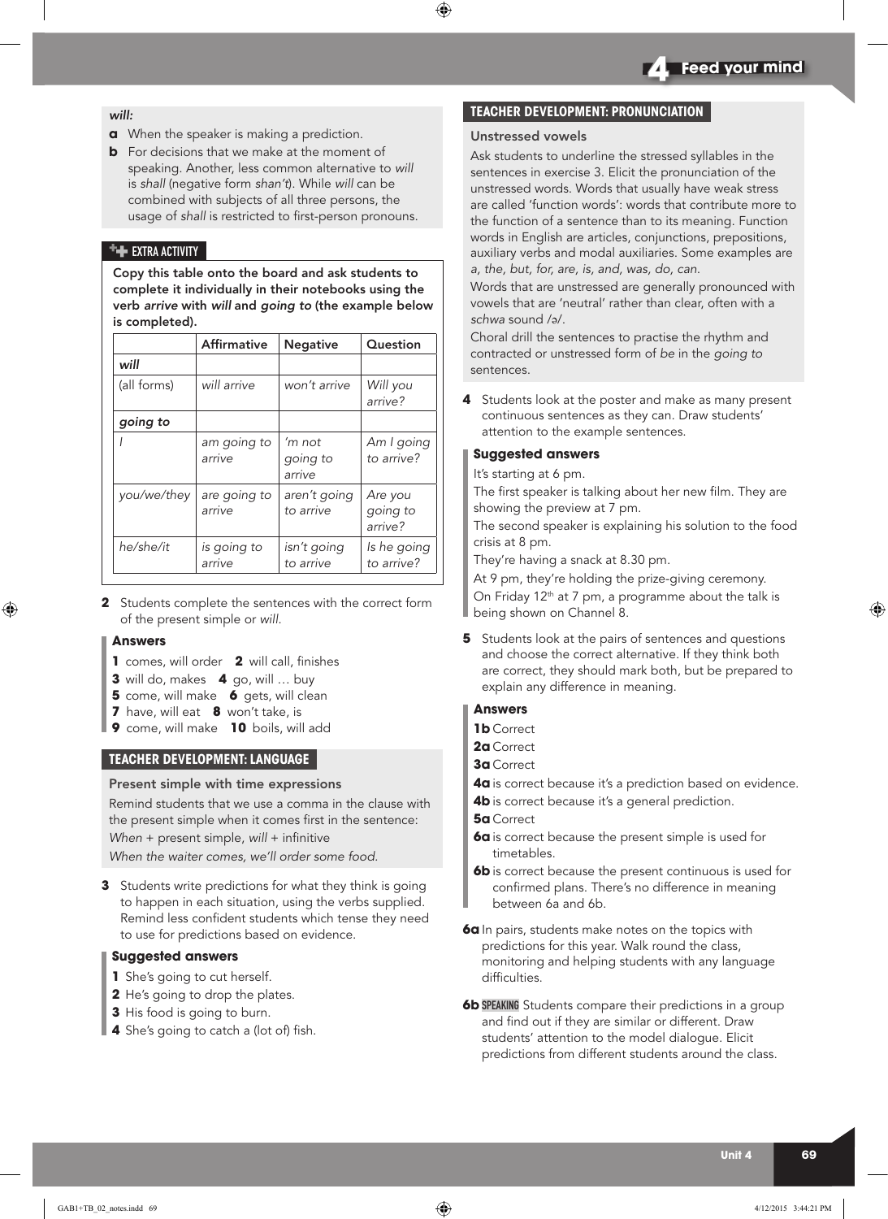*will:*

**a** When the speaker is making a prediction.

**b** For decisions that we make at the moment of speaking. Another, less common alternative to *will* is *shall* (negative form *shan't*). While *will* can be combined with subjects of all three persons, the usage of *shall* is restricted to first-person pronouns.

### EXTRA ACTIVITY

**Copy this table onto the board and ask students to complete it individually in their notebooks using the verb *arrive* with *will* and *going to* (the example below is completed).**

| | Affirmative | Negative | Question |
|---|---|---|---|
| ***will*** | | | |
| (all forms) | *will arrive* | *won't arrive* | *Will you arrive?* |
| ***going to*** | | | |
| *I* | *am going to arrive* | *'m not going to arrive* | *Am I going to arrive?* |
| *you/we/they* | *are going to arrive* | *aren't going to arrive* | *Are you going to arrive?* |
| *he/she/it* | *is going to arrive* | *isn't going to arrive* | *Is he going to arrive?* |

**2** Students complete the sentences with the correct form of the present simple or *will*.

**Answers**

**1** comes, will order **2** will call, finishes
**3** will do, makes **4** go, will … buy
**5** come, will make **6** gets, will clean
**7** have, will eat **8** won't take, is
**9** come, will make **10** boils, will add

### TEACHER DEVELOPMENT: LANGUAGE

**Present simple with time expressions**

Remind students that we use a comma in the clause with the present simple when it comes first in the sentence:
*When* + present simple, *will* + infinitive
*When the waiter comes, we'll order some food.*

**3** Students write predictions for what they think is going to happen in each situation, using the verbs supplied. Remind less confident students which tense they need to use for predictions based on evidence.

**Suggested answers**

**1** She's going to cut herself.
**2** He's going to drop the plates.
**3** His food is going to burn.
**4** She's going to catch a (lot of) fish.

### TEACHER DEVELOPMENT: PRONUNCIATION

**Unstressed vowels**

Ask students to underline the stressed syllables in the sentences in exercise 3. Elicit the pronunciation of the unstressed words. Words that usually have weak stress are called 'function words': words that contribute more to the function of a sentence than to its meaning. Function words in English are articles, conjunctions, prepositions, auxiliary verbs and modal auxiliaries. Some examples are *a, the, but, for, are, is, and, was, do, can*.

Words that are unstressed are generally pronounced with vowels that are 'neutral' rather than clear, often with a *schwa* sound /ə/.

Choral drill the sentences to practise the rhythm and contracted or unstressed form of *be* in the *going to* sentences.

**4** Students look at the poster and make as many present continuous sentences as they can. Draw students' attention to the example sentences.

**Suggested answers**

It's starting at 6 pm.
The first speaker is talking about her new film. They are showing the preview at 7 pm.
The second speaker is explaining his solution to the food crisis at 8 pm.
They're having a snack at 8.30 pm.
At 9 pm, they're holding the prize-giving ceremony.
On Friday 12th at 7 pm, a programme about the talk is being shown on Channel 8.

**5** Students look at the pairs of sentences and questions and choose the correct alternative. If they think both are correct, they should mark both, but be prepared to explain any difference in meaning.

**Answers**

**1b** Correct
**2a** Correct
**3a** Correct
**4a** is correct because it's a prediction based on evidence.
**4b** is correct because it's a general prediction.
**5a** Correct
**6a** is correct because the present simple is used for timetables.
**6b** is correct because the present continuous is used for confirmed plans. There's no difference in meaning between 6a and 6b.

**6a** In pairs, students make notes on the topics with predictions for this year. Walk round the class, monitoring and helping students with any language difficulties.

**6b** SPEAKING Students compare their predictions in a group and find out if they are similar or different. Draw students' attention to the model dialogue. Elicit predictions from different students around the class.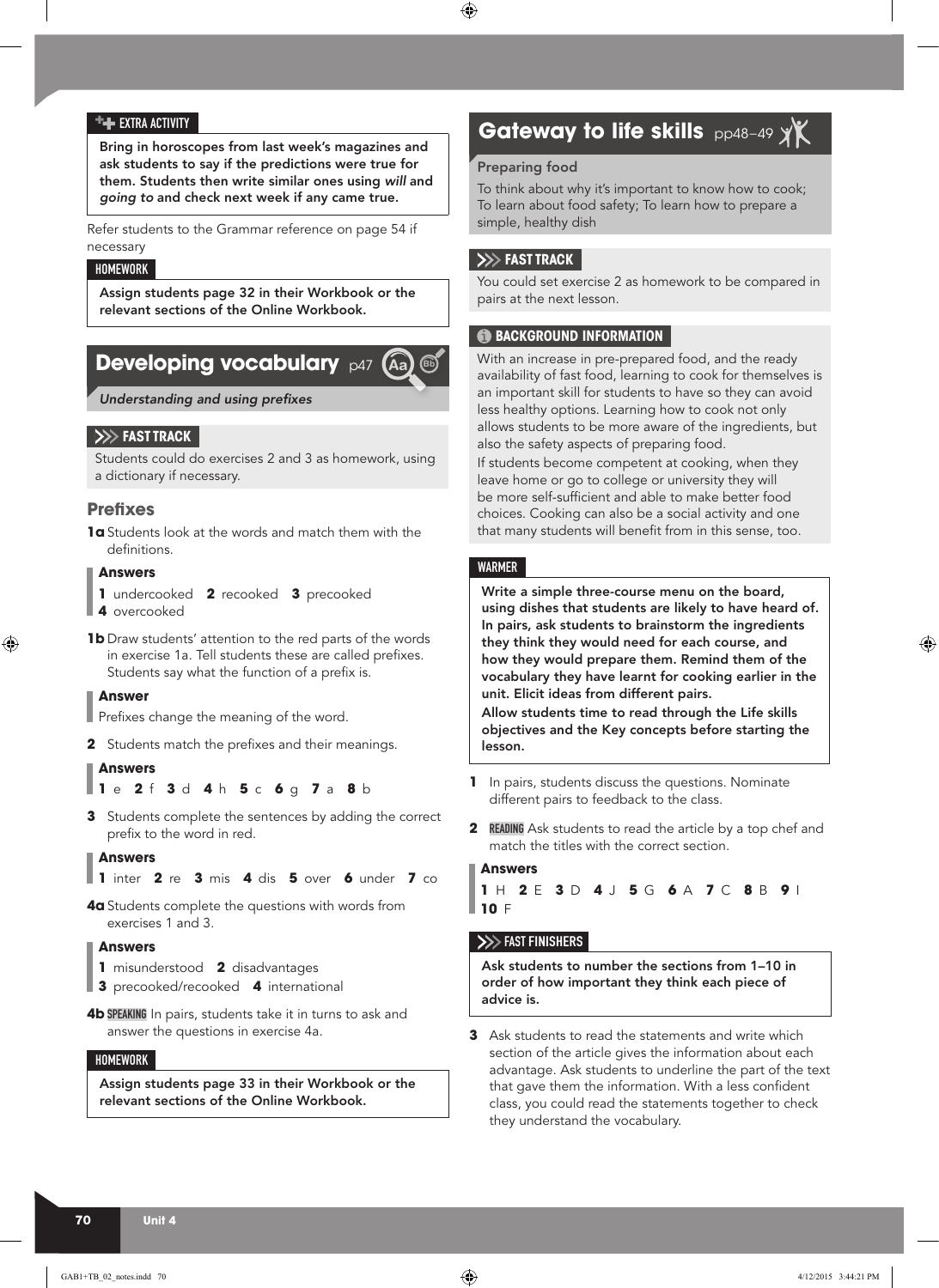**EXTRA ACTIVITY**

**Bring in horoscopes from last week's magazines and ask students to say if the predictions were true for them. Students then write similar ones using *will* and *going to* and check next week if any came true.**

Refer students to the Grammar reference on page 54 if necessary

**HOMEWORK**

**Assign students page 32 in their Workbook or the relevant sections of the Online Workbook.**

## Developing vocabulary p47

*Understanding and using prefixes*

**FAST TRACK**

Students could do exercises 2 and 3 as homework, using a dictionary if necessary.

### Prefixes

**1a** Students look at the words and match them with the definitions.

**Answers**

**1** undercooked **2** recooked **3** precooked **4** overcooked

**1b** Draw students' attention to the red parts of the words in exercise 1a. Tell students these are called prefixes. Students say what the function of a prefix is.

**Answer**

Prefixes change the meaning of the word.

**2** Students match the prefixes and their meanings.

**Answers**

**1** e **2** f **3** d **4** h **5** c **6** g **7** a **8** b

**3** Students complete the sentences by adding the correct prefix to the word in red.

**Answers**

**1** inter **2** re **3** mis **4** dis **5** over **6** under **7** co

**4a** Students complete the questions with words from exercises 1 and 3.

**Answers**

**1** misunderstood **2** disadvantages **3** precooked/recooked **4** international

**4b** SPEAKING In pairs, students take it in turns to ask and answer the questions in exercise 4a.

**HOMEWORK**

**Assign students page 33 in their Workbook or the relevant sections of the Online Workbook.**

## Gateway to life skills pp48–49

**Preparing food**

To think about why it's important to know how to cook; To learn about food safety; To learn how to prepare a simple, healthy dish

**FAST TRACK**

You could set exercise 2 as homework to be compared in pairs at the next lesson.

**BACKGROUND INFORMATION**

With an increase in pre-prepared food, and the ready availability of fast food, learning to cook for themselves is an important skill for students to have so they can avoid less healthy options. Learning how to cook not only allows students to be more aware of the ingredients, but also the safety aspects of preparing food.

If students become competent at cooking, when they leave home or go to college or university they will be more self-sufficient and able to make better food choices. Cooking can also be a social activity and one that many students will benefit from in this sense, too.

**WARMER**

**Write a simple three-course menu on the board, using dishes that students are likely to have heard of. In pairs, ask students to brainstorm the ingredients they think they would need for each course, and how they would prepare them. Remind them of the vocabulary they have learnt for cooking earlier in the unit. Elicit ideas from different pairs.**

**Allow students time to read through the Life skills objectives and the Key concepts before starting the lesson.**

**1** In pairs, students discuss the questions. Nominate different pairs to feedback to the class.

**2** READING Ask students to read the article by a top chef and match the titles with the correct section.

**Answers**

**1** H **2** E **3** D **4** J **5** G **6** A **7** C **8** B **9** I **10** F

**FAST FINISHERS**

**Ask students to number the sections from 1–10 in order of how important they think each piece of advice is.**

**3** Ask students to read the statements and write which section of the article gives the information about each advantage. Ask students to underline the part of the text that gave them the information. With a less confident class, you could read the statements together to check they understand the vocabulary.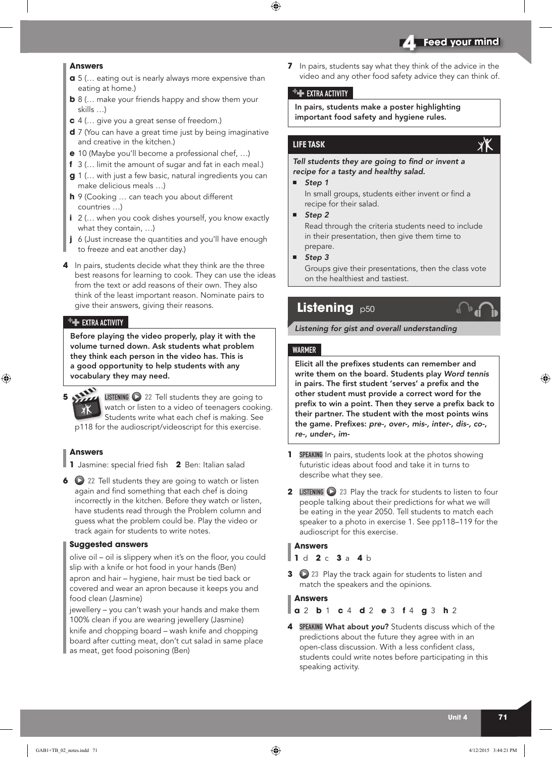**Answers**

**a** 5 (… eating out is nearly always more expensive than eating at home.)
**b** 8 (… make your friends happy and show them your skills …)
**c** 4 (… give you a great sense of freedom.)
**d** 7 (You can have a great time just by being imaginative and creative in the kitchen.)
**e** 10 (Maybe you'll become a professional chef, …)
**f** 3 (… limit the amount of sugar and fat in each meal.)
**g** 1 (… with just a few basic, natural ingredients you can make delicious meals …)
**h** 9 (Cooking … can teach you about different countries …)
**i** 2 (… when you cook dishes yourself, you know exactly what they contain, …)
**j** 6 (Just increase the quantities and you'll have enough to freeze and eat another day.)

**4** In pairs, students decide what they think are the three best reasons for learning to cook. They can use the ideas from the text or add reasons of their own. They also think of the least important reason. Nominate pairs to give their answers, giving their reasons.

**EXTRA ACTIVITY**

**Before playing the video properly, play it with the volume turned down. Ask students what problem they think each person in the video has. This is a good opportunity to help students with any vocabulary they may need.**

**5** LISTENING 22 Tell students they are going to watch or listen to a video of teenagers cooking. Students write what each chef is making. See p118 for the audioscript/videoscript for this exercise.

**Answers**

**1** Jasmine: special fried fish **2** Ben: Italian salad

**6** 22 Tell students they are going to watch or listen again and find something that each chef is doing incorrectly in the kitchen. Before they watch or listen, have students read through the Problem column and guess what the problem could be. Play the video or track again for students to write notes.

**Suggested answers**

olive oil – oil is slippery when it's on the floor, you could slip with a knife or hot food in your hands (Ben)
apron and hair – hygiene, hair must be tied back or covered and wear an apron because it keeps you and food clean (Jasmine)
jewellery – you can't wash your hands and make them 100% clean if you are wearing jewellery (Jasmine)
knife and chopping board – wash knife and chopping board after cutting meat, don't cut salad in same place as meat, get food poisoning (Ben)

**7** In pairs, students say what they think of the advice in the video and any other food safety advice they can think of.

**EXTRA ACTIVITY**

**In pairs, students make a poster highlighting important food safety and hygiene rules.**

**LIFE TASK**

*Tell students they are going to find or invent a recipe for a tasty and healthy salad.*

- *Step 1*
  In small groups, students either invent or find a recipe for their salad.
- *Step 2*
  Read through the criteria students need to include in their presentation, then give them time to prepare.
- *Step 3*
  Groups give their presentations, then the class vote on the healthiest and tastiest.

## Listening p50

*Listening for gist and overall understanding*

**WARMER**

**Elicit all the prefixes students can remember and write them on the board. Students play *Word tennis* in pairs. The first student 'serves' a prefix and the other student must provide a correct word for the prefix to win a point. Then they serve a prefix back to their partner. The student with the most points wins the game. Prefixes: *pre-, over-, mis-, inter-, dis-, co-, re-, under-, im-***

**1** SPEAKING In pairs, students look at the photos showing futuristic ideas about food and take it in turns to describe what they see.

**2** LISTENING 23 Play the track for students to listen to four people talking about their predictions for what we will be eating in the year 2050. Tell students to match each speaker to a photo in exercise 1. See pp118–119 for the audioscript for this exercise.

**Answers**

**1** d **2** c **3** a **4** b

**3** 23 Play the track again for students to listen and match the speakers and the opinions.

**Answers**

**a** 2 **b** 1 **c** 4 **d** 2 **e** 3 **f** 4 **g** 3 **h** 2

**4** SPEAKING **What about *you*?** Students discuss which of the predictions about the future they agree with in an open-class discussion. With a less confident class, students could write notes before participating in this speaking activity.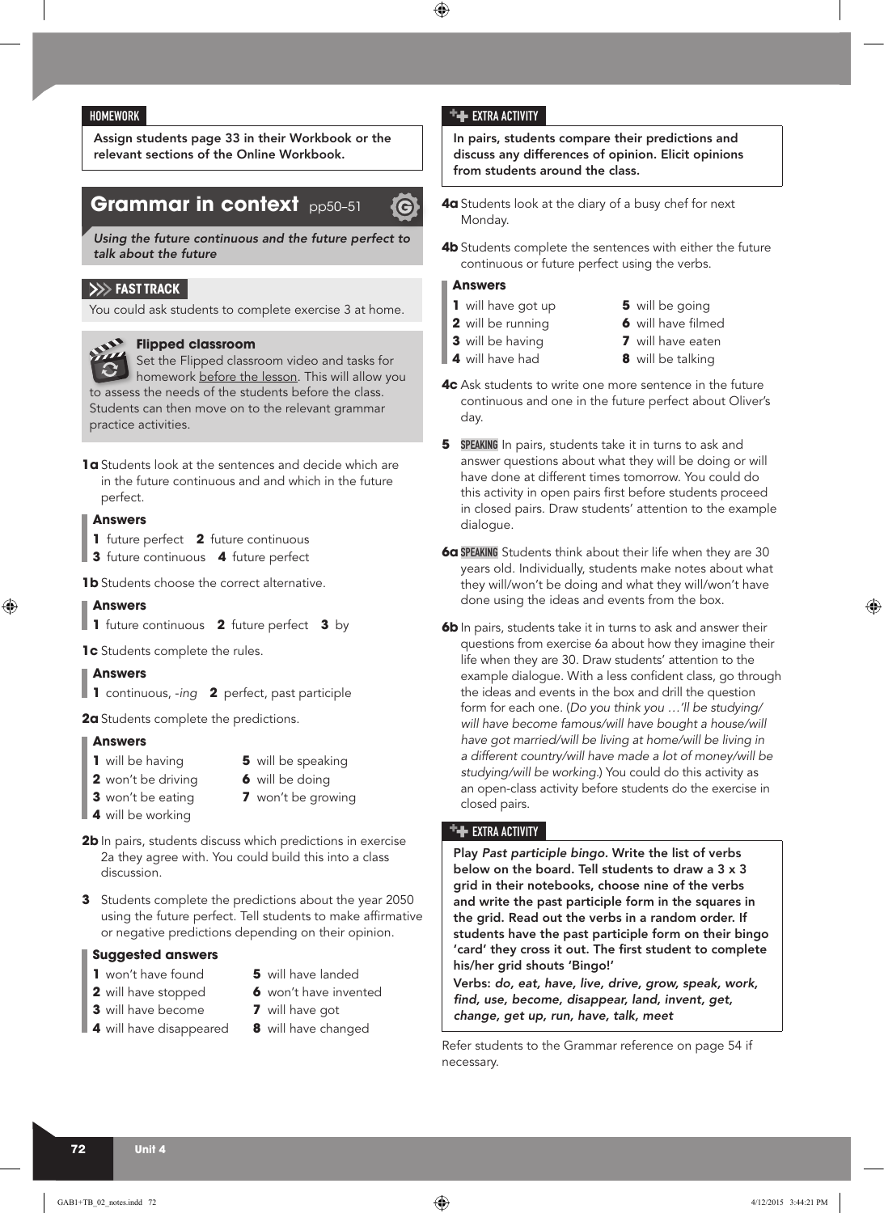HOMEWORK

**Assign students page 33 in their Workbook or the relevant sections of the Online Workbook.**

## Grammar in context pp50–51

*Using the future continuous and the future perfect to talk about the future*

**FAST TRACK**

You could ask students to complete exercise 3 at home.

**Flipped classroom**

Set the Flipped classroom video and tasks for homework before the lesson. This will allow you to assess the needs of the students before the class. Students can then move on to the relevant grammar practice activities.

**1a** Students look at the sentences and decide which are in the future continuous and and which in the future perfect.

**Answers**

**1** future perfect **2** future continuous
**3** future continuous **4** future perfect

**1b** Students choose the correct alternative.

**Answers**

**1** future continuous **2** future perfect **3** by

**1c** Students complete the rules.

**Answers**

**1** continuous, *-ing* **2** perfect, past participle

**2a** Students complete the predictions.

**Answers**

**1** will be having
**2** won't be driving
**3** won't be eating
**4** will be working
**5** will be speaking
**6** will be doing
**7** won't be growing

**2b** In pairs, students discuss which predictions in exercise 2a they agree with. You could build this into a class discussion.

**3** Students complete the predictions about the year 2050 using the future perfect. Tell students to make affirmative or negative predictions depending on their opinion.

**Suggested answers**

**1** won't have found
**2** will have stopped
**3** will have become
**4** will have disappeared
**5** will have landed
**6** won't have invented
**7** will have got
**8** will have changed

EXTRA ACTIVITY

**In pairs, students compare their predictions and discuss any differences of opinion. Elicit opinions from students around the class.**

**4a** Students look at the diary of a busy chef for next Monday.

**4b** Students complete the sentences with either the future continuous or future perfect using the verbs.

**Answers**

**1** will have got up
**2** will be running
**3** will be having
**4** will have had
**5** will be going
**6** will have filmed
**7** will have eaten
**8** will be talking

**4c** Ask students to write one more sentence in the future continuous and one in the future perfect about Oliver's day.

**5** SPEAKING In pairs, students take it in turns to ask and answer questions about what they will be doing or will have done at different times tomorrow. You could do this activity in open pairs first before students proceed in closed pairs. Draw students' attention to the example dialogue.

**6a** SPEAKING Students think about their life when they are 30 years old. Individually, students make notes about what they will/won't be doing and what they will/won't have done using the ideas and events from the box.

**6b** In pairs, students take it in turns to ask and answer their questions from exercise 6a about how they imagine their life when they are 30. Draw students' attention to the example dialogue. With a less confident class, go through the ideas and events in the box and drill the question form for each one. (*Do you think you …'ll be studying/ will have become famous/will have bought a house/will have got married/will be living at home/will be living in a different country/will have made a lot of money/will be studying/will be working.*) You could do this activity as an open-class activity before students do the exercise in closed pairs.

EXTRA ACTIVITY

**Play *Past participle bingo*. Write the list of verbs below on the board. Tell students to draw a 3 x 3 grid in their notebooks, choose nine of the verbs and write the past participle form in the squares in the grid. Read out the verbs in a random order. If students have the past participle form on their bingo 'card' they cross it out. The first student to complete his/her grid shouts 'Bingo!'**

**Verbs: *do, eat, have, live, drive, grow, speak, work, find, use, become, disappear, land, invent, get, change, get up, run, have, talk, meet***

Refer students to the Grammar reference on page 54 if necessary.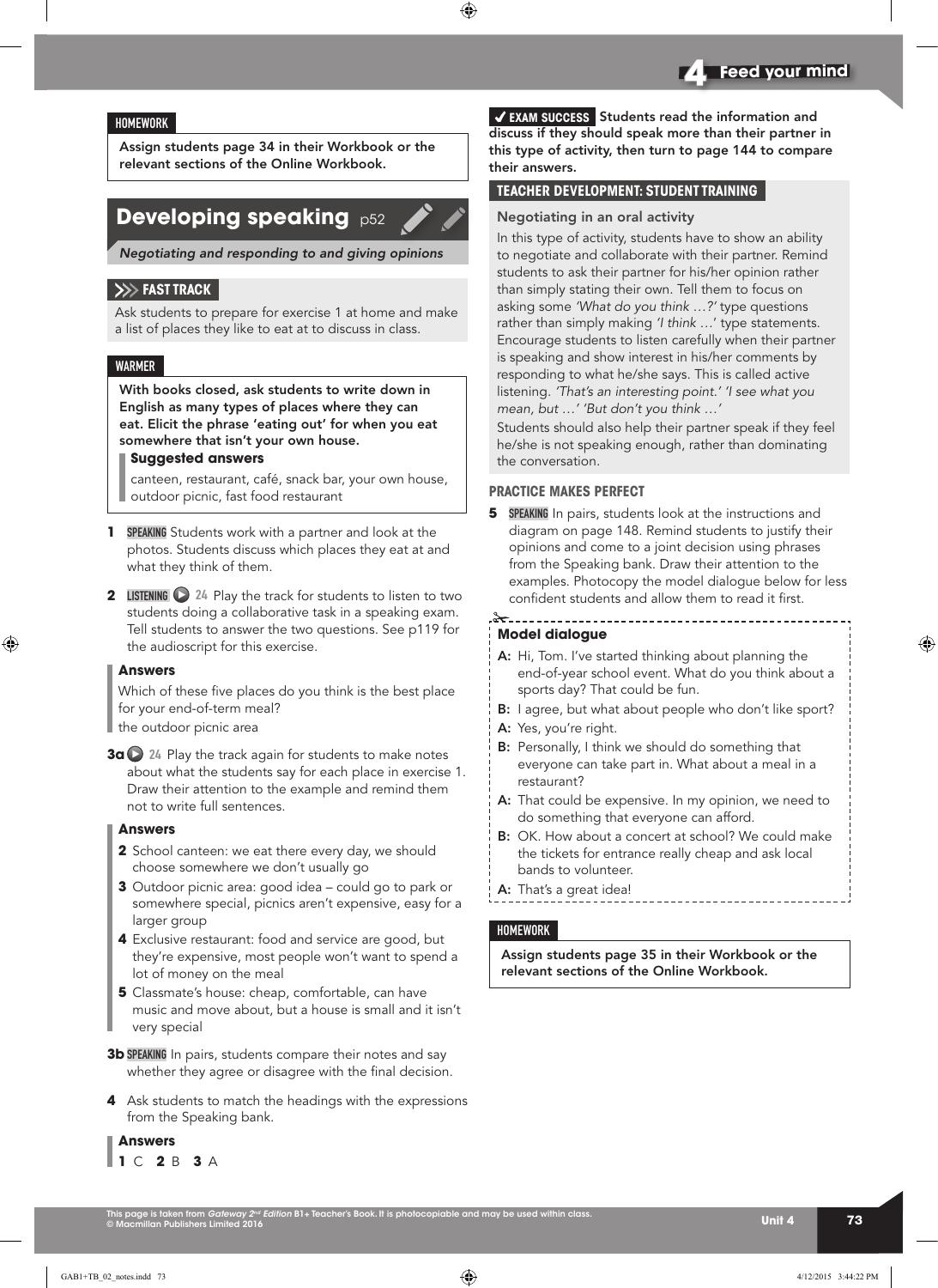### HOMEWORK

**Assign students page 34 in their Workbook or the relevant sections of the Online Workbook.**

## Developing speaking p52

*Negotiating and responding to and giving opinions*

### FAST TRACK

Ask students to prepare for exercise 1 at home and make a list of places they like to eat at to discuss in class.

### WARMER

**With books closed, ask students to write down in English as many types of places where they can eat. Elicit the phrase 'eating out' for when you eat somewhere that isn't your own house.**

**Suggested answers**

canteen, restaurant, café, snack bar, your own house, outdoor picnic, fast food restaurant

**1** SPEAKING Students work with a partner and look at the photos. Students discuss which places they eat at and what they think of them.

**2** LISTENING 24 Play the track for students to listen to two students doing a collaborative task in a speaking exam. Tell students to answer the two questions. See p119 for the audioscript for this exercise.

**Answers**

Which of these five places do you think is the best place for your end-of-term meal?
the outdoor picnic area

**3a** 24 Play the track again for students to make notes about what the students say for each place in exercise 1. Draw their attention to the example and remind them not to write full sentences.

**Answers**

**2** School canteen: we eat there every day, we should choose somewhere we don't usually go
**3** Outdoor picnic area: good idea – could go to park or somewhere special, picnics aren't expensive, easy for a larger group
**4** Exclusive restaurant: food and service are good, but they're expensive, most people won't want to spend a lot of money on the meal
**5** Classmate's house: cheap, comfortable, can have music and move about, but a house is small and it isn't very special

**3b** SPEAKING In pairs, students compare their notes and say whether they agree or disagree with the final decision.

**4** Ask students to match the headings with the expressions from the Speaking bank.

**Answers**

**1** C **2** B **3** A

✔ EXAM SUCCESS **Students read the information and discuss if they should speak more than their partner in this type of activity, then turn to page 144 to compare their answers.**

### TEACHER DEVELOPMENT: STUDENT TRAINING

**Negotiating in an oral activity**

In this type of activity, students have to show an ability to negotiate and collaborate with their partner. Remind students to ask their partner for his/her opinion rather than simply stating their own. Tell them to focus on asking some *'What do you think …?'* type questions rather than simply making *'I think …'* type statements. Encourage students to listen carefully when their partner is speaking and show interest in his/her comments by responding to what he/she says. This is called active listening. *'That's an interesting point.' 'I see what you mean, but …' 'But don't you think …'*

Students should also help their partner speak if they feel he/she is not speaking enough, rather than dominating the conversation.

### PRACTICE MAKES PERFECT

**5** SPEAKING In pairs, students look at the instructions and diagram on page 148. Remind students to justify their opinions and come to a joint decision using phrases from the Speaking bank. Draw their attention to the examples. Photocopy the model dialogue below for less confident students and allow them to read it first.

**Model dialogue**

**A:** Hi, Tom. I've started thinking about planning the end-of-year school event. What do you think about a sports day? That could be fun.
**B:** I agree, but what about people who don't like sport?
**A:** Yes, you're right.
**B:** Personally, I think we should do something that everyone can take part in. What about a meal in a restaurant?
**A:** That could be expensive. In my opinion, we need to do something that everyone can afford.
**B:** OK. How about a concert at school? We could make the tickets for entrance really cheap and ask local bands to volunteer.
**A:** That's a great idea!

### HOMEWORK

**Assign students page 35 in their Workbook or the relevant sections of the Online Workbook.**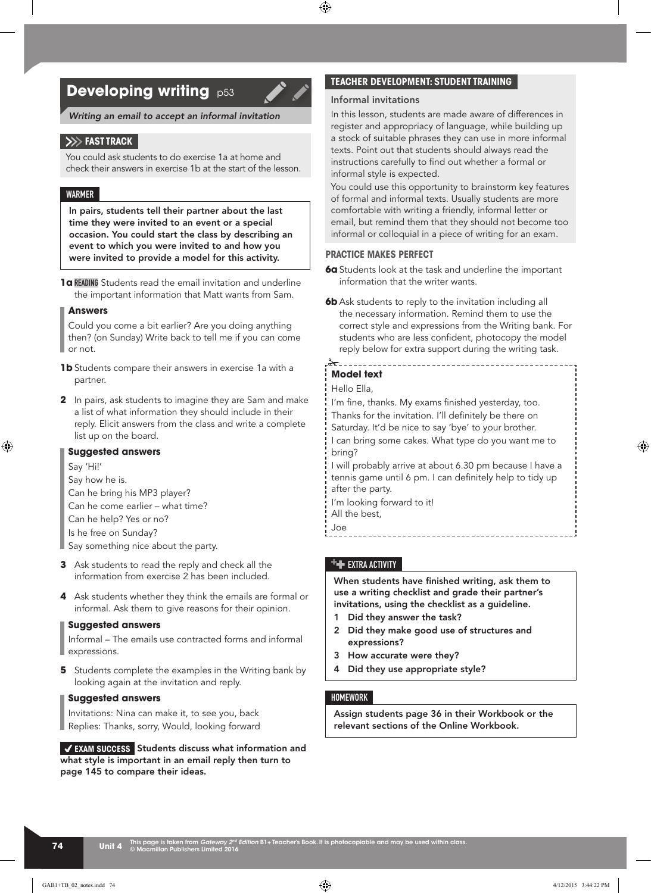## Developing writing p53

*Writing an email to accept an informal invitation*

**FAST TRACK**

You could ask students to do exercise 1a at home and check their answers in exercise 1b at the start of the lesson.

**WARMER**

**In pairs, students tell their partner about the last time they were invited to an event or a special occasion. You could start the class by describing an event to which you were invited to and how you were invited to provide a model for this activity.**

**1a** READING Students read the email invitation and underline the important information that Matt wants from Sam.

**Answers**

Could you come a bit earlier? Are you doing anything then? (on Sunday) Write back to tell me if you can come or not.

**1b** Students compare their answers in exercise 1a with a partner.

**2** In pairs, ask students to imagine they are Sam and make a list of what information they should include in their reply. Elicit answers from the class and write a complete list up on the board.

**Suggested answers**

Say 'Hi!'
Say how he is.
Can he bring his MP3 player?
Can he come earlier – what time?
Can he help? Yes or no?
Is he free on Sunday?
Say something nice about the party.

**3** Ask students to read the reply and check all the information from exercise 2 has been included.

**4** Ask students whether they think the emails are formal or informal. Ask them to give reasons for their opinion.

**Suggested answers**

Informal – The emails use contracted forms and informal expressions.

**5** Students complete the examples in the Writing bank by looking again at the invitation and reply.

**Suggested answers**

Invitations: Nina can make it, to see you, back
Replies: Thanks, sorry, Would, looking forward

**✔ EXAM SUCCESS** **Students discuss what information and what style is important in an email reply then turn to page 145 to compare their ideas.**

**TEACHER DEVELOPMENT: STUDENT TRAINING**

**Informal invitations**

In this lesson, students are made aware of differences in register and appropriacy of language, while building up a stock of suitable phrases they can use in more informal texts. Point out that students should always read the instructions carefully to find out whether a formal or informal style is expected.

You could use this opportunity to brainstorm key features of formal and informal texts. Usually students are more comfortable with writing a friendly, informal letter or email, but remind them that they should not become too informal or colloquial in a piece of writing for an exam.

**PRACTICE MAKES PERFECT**

**6a** Students look at the task and underline the important information that the writer wants.

**6b** Ask students to reply to the invitation including all the necessary information. Remind them to use the correct style and expressions from the Writing bank. For students who are less confident, photocopy the model reply below for extra support during the writing task.

**Model text**

Hello Ella,

I'm fine, thanks. My exams finished yesterday, too.

Thanks for the invitation. I'll definitely be there on Saturday. It'd be nice to say 'bye' to your brother.

I can bring some cakes. What type do you want me to bring?

I will probably arrive at about 6.30 pm because I have a tennis game until 6 pm. I can definitely help to tidy up after the party.

I'm looking forward to it!

All the best,

Joe

**EXTRA ACTIVITY**

**When students have finished writing, ask them to use a writing checklist and grade their partner's invitations, using the checklist as a guideline.**

1. **Did they answer the task?**
2. **Did they make good use of structures and expressions?**
3. **How accurate were they?**
4. **Did they use appropriate style?**

**HOMEWORK**

**Assign students page 36 in their Workbook or the relevant sections of the Online Workbook.**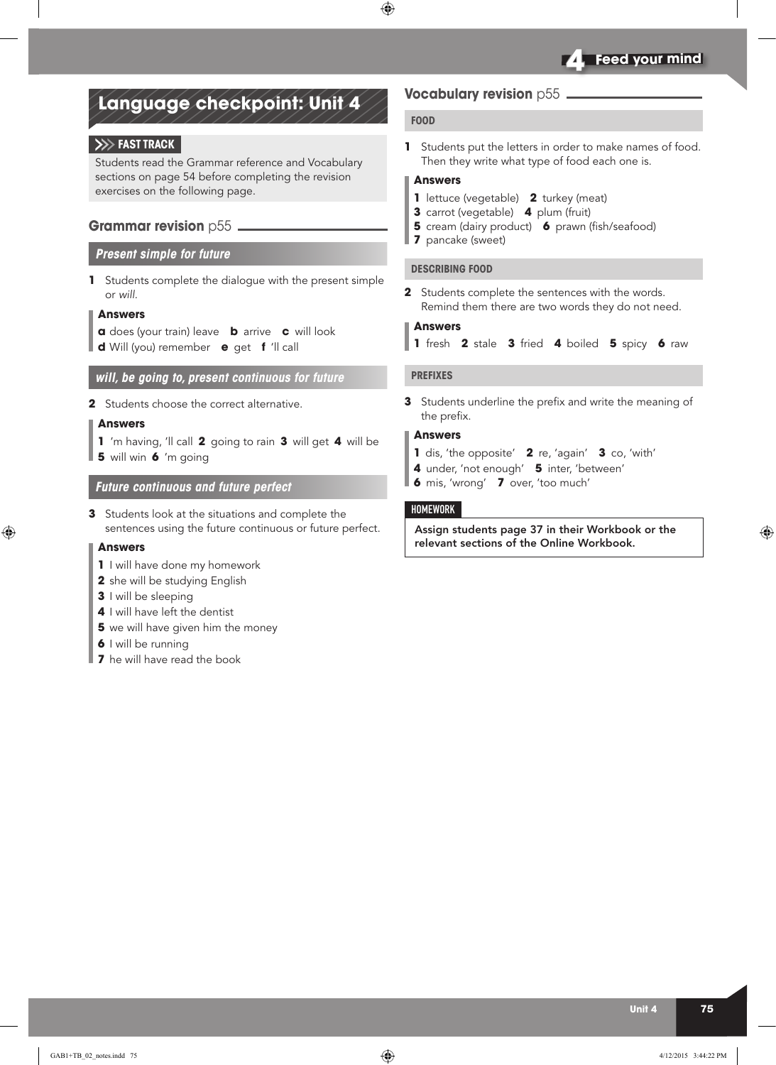# Language checkpoint: Unit 4

**FAST TRACK**

Students read the Grammar reference and Vocabulary sections on page 54 before completing the revision exercises on the following page.

## Grammar revision p55

### *Present simple for future*

**1** Students complete the dialogue with the present simple or *will*.

**Answers**

**a** does (your train) leave **b** arrive **c** will look
**d** Will (you) remember **e** get **f** 'll call

### *will, be going to, present continuous for future*

**2** Students choose the correct alternative.

**Answers**

**1** 'm having, 'll call **2** going to rain **3** will get **4** will be
**5** will win **6** 'm going

### *Future continuous and future perfect*

**3** Students look at the situations and complete the sentences using the future continuous or future perfect.

**Answers**

**1** I will have done my homework
**2** she will be studying English
**3** I will be sleeping
**4** I will have left the dentist
**5** we will have given him the money
**6** I will be running
**7** he will have read the book

## Vocabulary revision p55

### FOOD

**1** Students put the letters in order to make names of food. Then they write what type of food each one is.

**Answers**

**1** lettuce (vegetable) **2** turkey (meat)
**3** carrot (vegetable) **4** plum (fruit)
**5** cream (dairy product) **6** prawn (fish/seafood)
**7** pancake (sweet)

### DESCRIBING FOOD

**2** Students complete the sentences with the words. Remind them there are two words they do not need.

**Answers**

**1** fresh **2** stale **3** fried **4** boiled **5** spicy **6** raw

### PREFIXES

**3** Students underline the prefix and write the meaning of the prefix.

**Answers**

**1** dis, 'the opposite' **2** re, 'again' **3** co, 'with'
**4** under, 'not enough' **5** inter, 'between'
**6** mis, 'wrong' **7** over, 'too much'

**HOMEWORK**

**Assign students page 37 in their Workbook or the relevant sections of the Online Workbook.**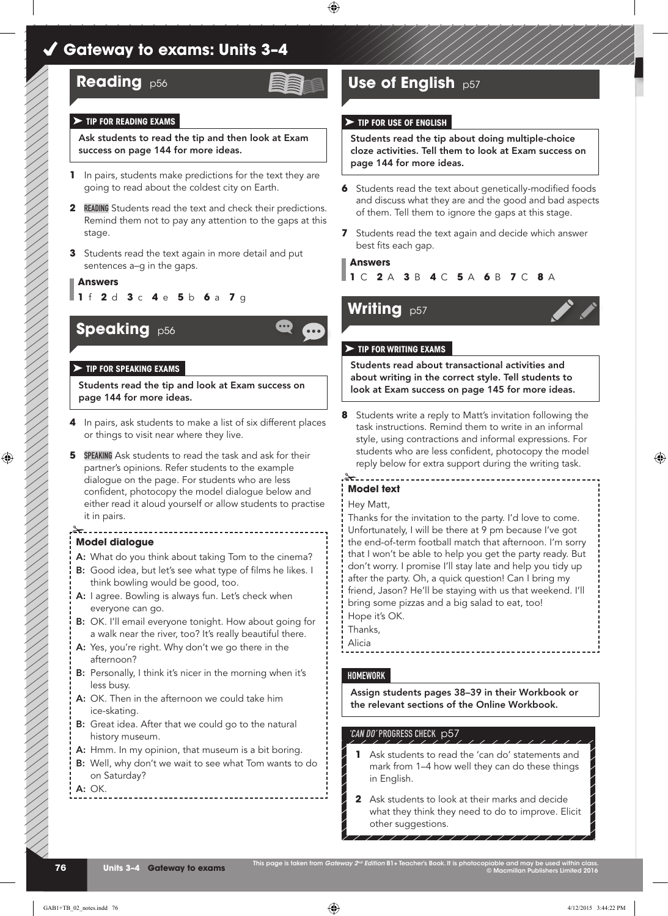# ✔ Gateway to exams: Units 3–4

## Reading p56

**➤ TIP FOR READING EXAMS**

**Ask students to read the tip and then look at Exam success on page 144 for more ideas.**

1. In pairs, students make predictions for the text they are going to read about the coldest city on Earth.
2. READING Students read the text and check their predictions. Remind them not to pay any attention to the gaps at this stage.
3. Students read the text again in more detail and put sentences a–g in the gaps.

**Answers**

**1** f **2** d **3** c **4** e **5** b **6** a **7** g

## Speaking p56

**➤ TIP FOR SPEAKING EXAMS**

**Students read the tip and look at Exam success on page 144 for more ideas.**

4. In pairs, ask students to make a list of six different places or things to visit near where they live.
5. SPEAKING Ask students to read the task and ask for their partner's opinions. Refer students to the example dialogue on the page. For students who are less confident, photocopy the model dialogue below and either read it aloud yourself or allow students to practise it in pairs.

**Model dialogue**

**A:** What do you think about taking Tom to the cinema?
**B:** Good idea, but let's see what type of films he likes. I think bowling would be good, too.
**A:** I agree. Bowling is always fun. Let's check when everyone can go.
**B:** OK. I'll email everyone tonight. How about going for a walk near the river, too? It's really beautiful there.
**A:** Yes, you're right. Why don't we go there in the afternoon?
**B:** Personally, I think it's nicer in the morning when it's less busy.
**A:** OK. Then in the afternoon we could take him ice-skating.
**B:** Great idea. After that we could go to the natural history museum.
**A:** Hmm. In my opinion, that museum is a bit boring.
**B:** Well, why don't we wait to see what Tom wants to do on Saturday?
**A:** OK.

## Use of English p57

**➤ TIP FOR USE OF ENGLISH**

**Students read the tip about doing multiple-choice cloze activities. Tell them to look at Exam success on page 144 for more ideas.**

6. Students read the text about genetically-modified foods and discuss what they are and the good and bad aspects of them. Tell them to ignore the gaps at this stage.
7. Students read the text again and decide which answer best fits each gap.

**Answers**

**1** C **2** A **3** B **4** C **5** A **6** B **7** C **8** A

## Writing p57

**➤ TIP FOR WRITING EXAMS**

**Students read about transactional activities and about writing in the correct style. Tell students to look at Exam success on page 145 for more ideas.**

8. Students write a reply to Matt's invitation following the task instructions. Remind them to write in an informal style, using contractions and informal expressions. For students who are less confident, photocopy the model reply below for extra support during the writing task.

**Model text**

Hey Matt,

Thanks for the invitation to the party. I'd love to come. Unfortunately, I will be there at 9 pm because I've got the end-of-term football match that afternoon. I'm sorry that I won't be able to help you get the party ready. But don't worry. I promise I'll stay late and help you tidy up after the party. Oh, a quick question! Can I bring my friend, Jason? He'll be staying with us that weekend. I'll bring some pizzas and a big salad to eat, too!

Hope it's OK.

Thanks,

Alicia

**HOMEWORK**

**Assign students pages 38–39 in their Workbook or the relevant sections of the Online Workbook.**

**'CAN DO' PROGRESS CHECK p57**

1. Ask students to read the 'can do' statements and mark from 1–4 how well they can do these things in English.
2. Ask students to look at their marks and decide what they think they need to do to improve. Elicit other suggestions.

This page is taken from *Gateway 2nd Edition* B1+ Teacher's Book. It is photocopiable and may be used within class. © Macmillan Publishers Limited 2016